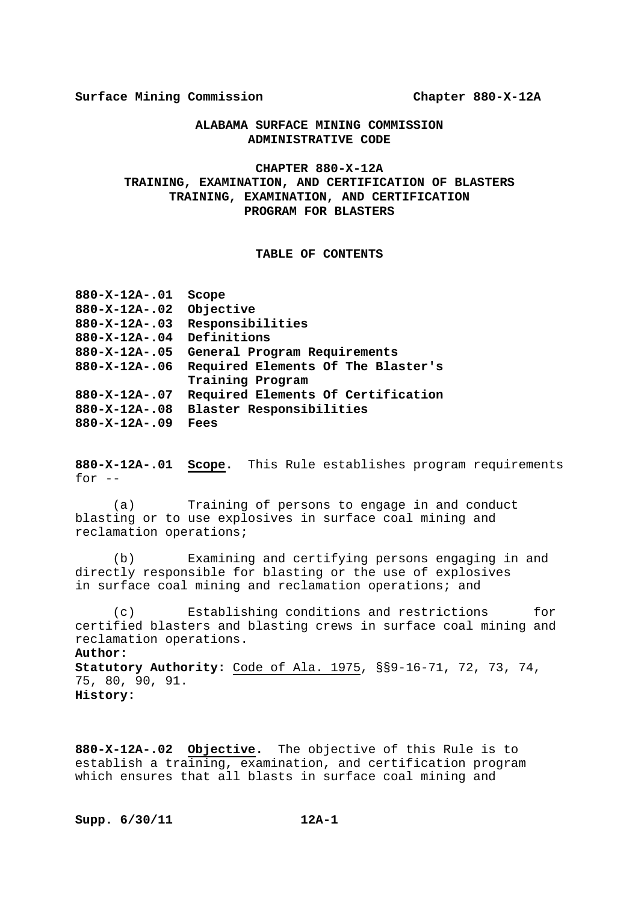# ALABAMA SURFACE MINING COMMISSION ADMINISTRATIVE CODE

## CHAPTER 880-X-12A
## TRAINING, EXAMINATION, AND CERTIFICATION OF BLASTERS
## TRAINING, EXAMINATION, AND CERTIFICATION PROGRAM FOR BLASTERS

### TABLE OF CONTENTS

**880-X-12A-.01** **Scope**
**880-X-12A-.02** **Objective**
**880-X-12A-.03** **Responsibilities**
**880-X-12A-.04** **Definitions**
**880-X-12A-.05** **General Program Requirements**
**880-X-12A-.06** **Required Elements Of The Blaster's Training Program**
**880-X-12A-.07** **Required Elements Of Certification**
**880-X-12A-.08** **Blaster Responsibilities**
**880-X-12A-.09** **Fees**

**880-X-12A-.01** **Scope**. This Rule establishes program requirements for --

(a) Training of persons to engage in and conduct blasting or to use explosives in surface coal mining and reclamation operations;

(b) Examining and certifying persons engaging in and directly responsible for blasting or the use of explosives in surface coal mining and reclamation operations; and

(c) Establishing conditions and restrictions for certified blasters and blasting crews in surface coal mining and reclamation operations.

**Author:**
**Statutory Authority:** Code of Ala. 1975, §§9-16-71, 72, 73, 74, 75, 80, 90, 91.
**History:**

**880-X-12A-.02** **Objective**. The objective of this Rule is to establish a training, examination, and certification program which ensures that all blasts in surface coal mining and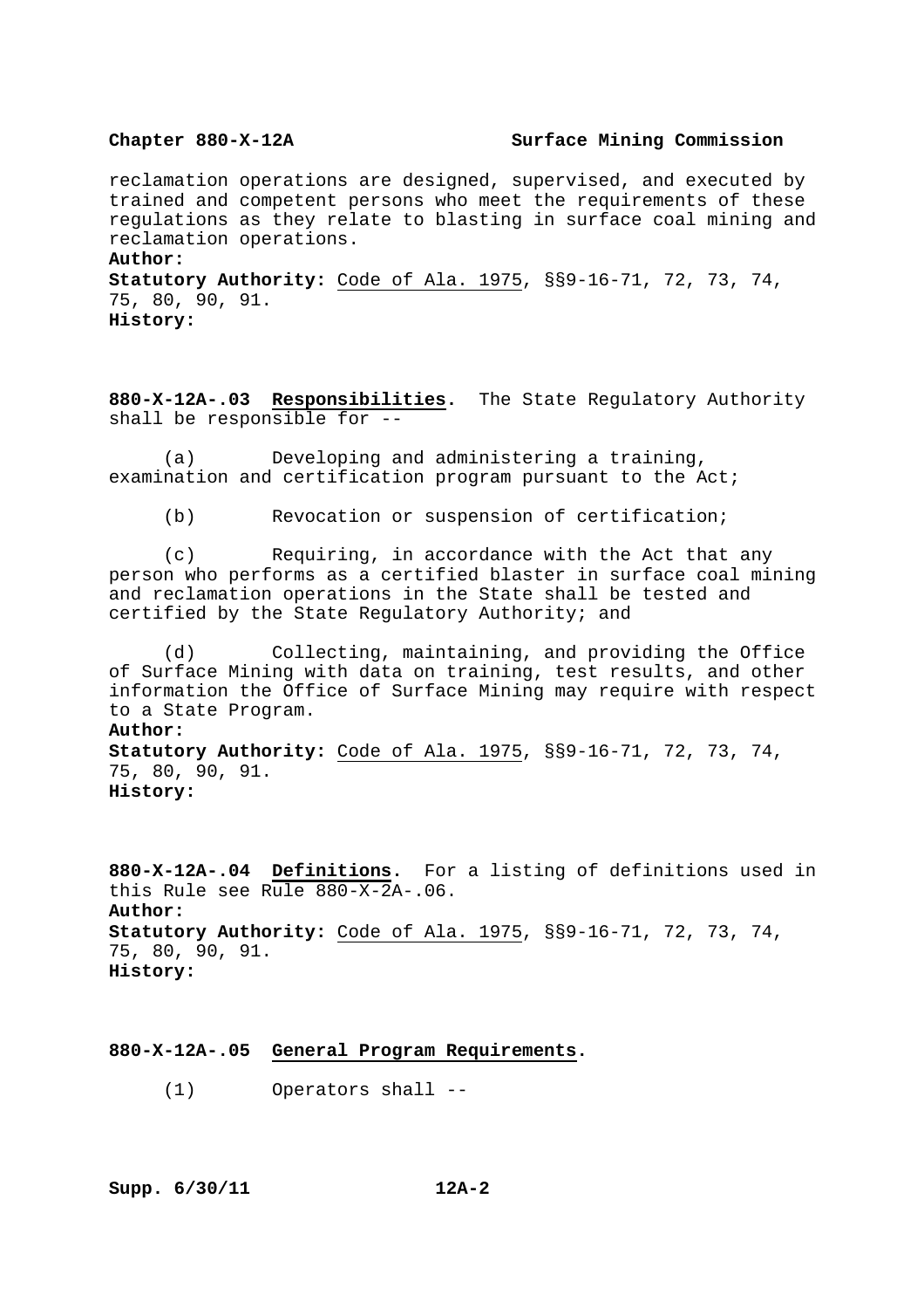reclamation operations are designed, supervised, and executed by trained and competent persons who meet the requirements of these regulations as they relate to blasting in surface coal mining and reclamation operations.

**Author:**

**Statutory Authority:** Code of Ala. 1975, §§9-16-71, 72, 73, 74, 75, 80, 90, 91.

**History:**

**880-X-12A-.03 Responsibilities.** The State Regulatory Authority shall be responsible for --

(a) Developing and administering a training, examination and certification program pursuant to the Act;

(b) Revocation or suspension of certification;

(c) Requiring, in accordance with the Act that any person who performs as a certified blaster in surface coal mining and reclamation operations in the State shall be tested and certified by the State Regulatory Authority; and

(d) Collecting, maintaining, and providing the Office of Surface Mining with data on training, test results, and other information the Office of Surface Mining may require with respect to a State Program.

**Author:**

**Statutory Authority:** Code of Ala. 1975, §§9-16-71, 72, 73, 74, 75, 80, 90, 91.

**History:**

**880-X-12A-.04 Definitions.** For a listing of definitions used in this Rule see Rule 880-X-2A-.06.

**Author:**

**Statutory Authority:** Code of Ala. 1975, §§9-16-71, 72, 73, 74, 75, 80, 90, 91.

**History:**

**880-X-12A-.05 General Program Requirements.**

(1) Operators shall --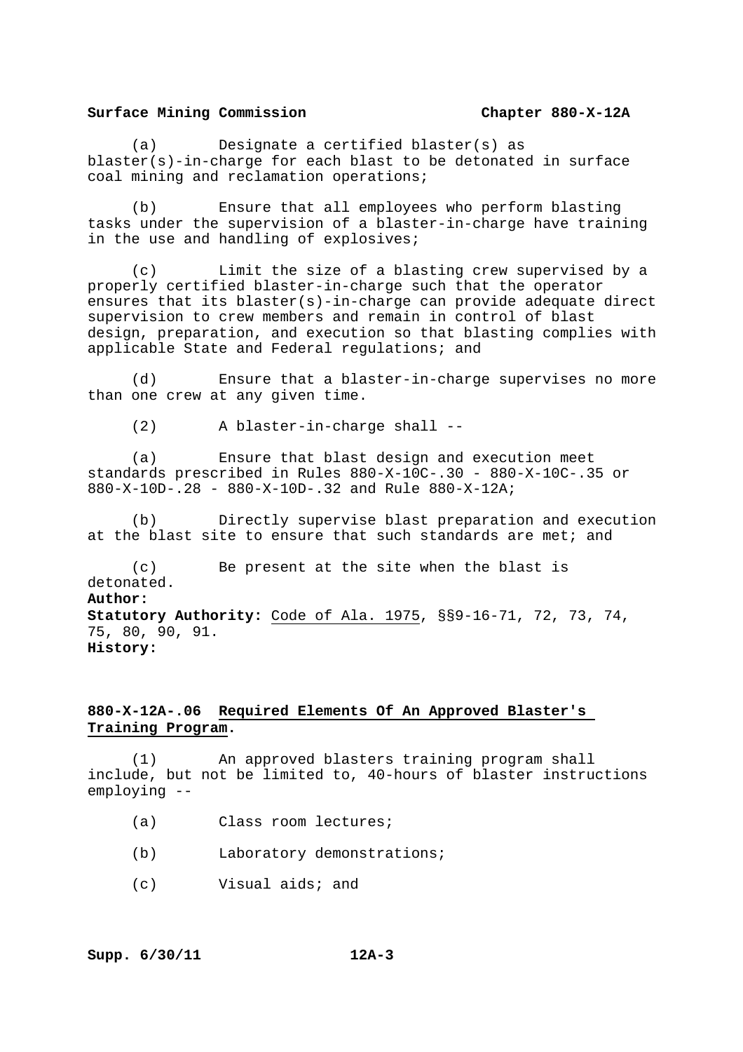(a) Designate a certified blaster(s) as blaster(s)-in-charge for each blast to be detonated in surface coal mining and reclamation operations;

(b) Ensure that all employees who perform blasting tasks under the supervision of a blaster-in-charge have training in the use and handling of explosives;

(c) Limit the size of a blasting crew supervised by a properly certified blaster-in-charge such that the operator ensures that its blaster(s)-in-charge can provide adequate direct supervision to crew members and remain in control of blast design, preparation, and execution so that blasting complies with applicable State and Federal regulations; and

(d) Ensure that a blaster-in-charge supervises no more than one crew at any given time.

(2) A blaster-in-charge shall --

(a) Ensure that blast design and execution meet standards prescribed in Rules 880-X-10C-.30 - 880-X-10C-.35 or 880-X-10D-.28 - 880-X-10D-.32 and Rule 880-X-12A;

(b) Directly supervise blast preparation and execution at the blast site to ensure that such standards are met; and

(c) Be present at the site when the blast is detonated.

**Author:**
**Statutory Authority:** Code of Ala. 1975, §§9-16-71, 72, 73, 74, 75, 80, 90, 91.
**History:**

## 880-X-12A-.06 Required Elements Of An Approved Blaster's Training Program.

(1) An approved blasters training program shall include, but not be limited to, 40-hours of blaster instructions employing --

(a) Class room lectures;

(b) Laboratory demonstrations;

(c) Visual aids; and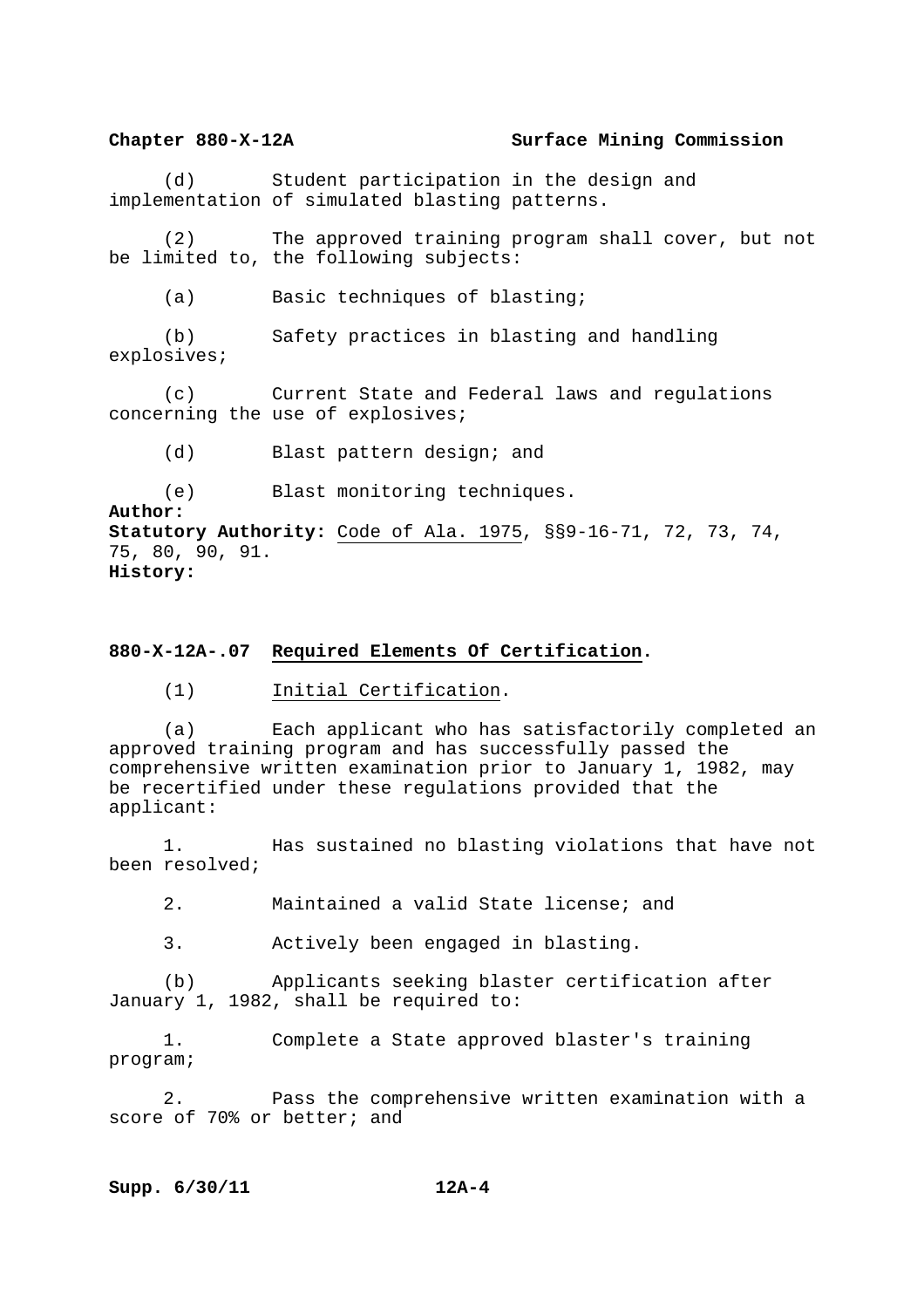(d) Student participation in the design and implementation of simulated blasting patterns.

(2) The approved training program shall cover, but not be limited to, the following subjects:

(a) Basic techniques of blasting;

(b) Safety practices in blasting and handling explosives;

(c) Current State and Federal laws and regulations concerning the use of explosives;

(d) Blast pattern design; and

(e) Blast monitoring techniques.

**Author:**
**Statutory Authority:** Code of Ala. 1975, §§9-16-71, 72, 73, 74, 75, 80, 90, 91.
**History:**

## 880-X-12A-.07 Required Elements Of Certification.

(1) Initial Certification.

(a) Each applicant who has satisfactorily completed an approved training program and has successfully passed the comprehensive written examination prior to January 1, 1982, may be recertified under these regulations provided that the applicant:

1. Has sustained no blasting violations that have not been resolved;

2. Maintained a valid State license; and

3. Actively been engaged in blasting.

(b) Applicants seeking blaster certification after January 1, 1982, shall be required to:

1. Complete a State approved blaster's training program;

2. Pass the comprehensive written examination with a score of 70% or better; and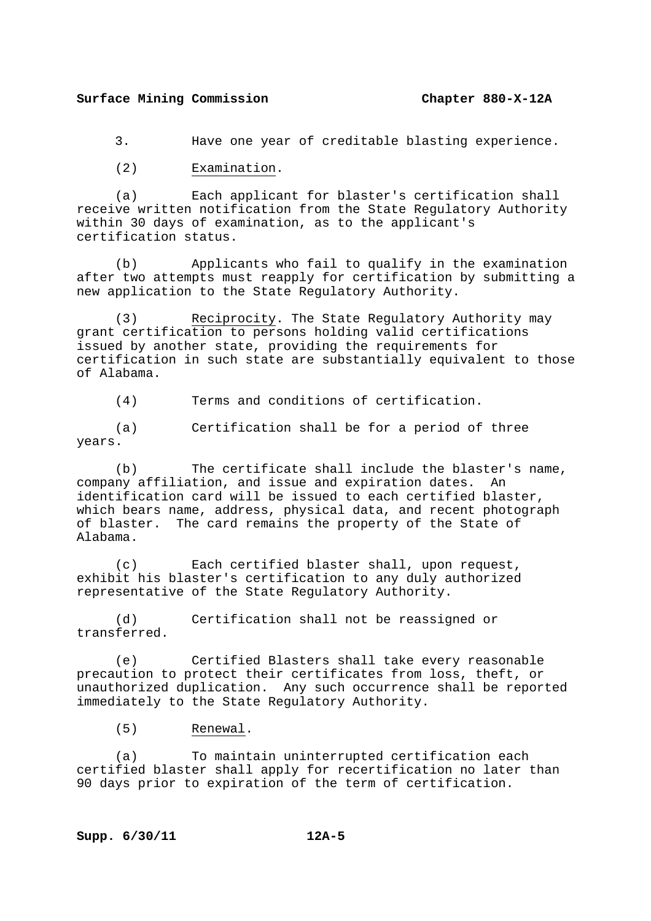3. Have one year of creditable blasting experience.

(2) Examination.

(a) Each applicant for blaster's certification shall receive written notification from the State Regulatory Authority within 30 days of examination, as to the applicant's certification status.

(b) Applicants who fail to qualify in the examination after two attempts must reapply for certification by submitting a new application to the State Regulatory Authority.

(3) Reciprocity. The State Regulatory Authority may grant certification to persons holding valid certifications issued by another state, providing the requirements for certification in such state are substantially equivalent to those of Alabama.

(4) Terms and conditions of certification.

(a) Certification shall be for a period of three years.

(b) The certificate shall include the blaster's name, company affiliation, and issue and expiration dates. An identification card will be issued to each certified blaster, which bears name, address, physical data, and recent photograph of blaster. The card remains the property of the State of Alabama.

(c) Each certified blaster shall, upon request, exhibit his blaster's certification to any duly authorized representative of the State Regulatory Authority.

(d) Certification shall not be reassigned or transferred.

(e) Certified Blasters shall take every reasonable precaution to protect their certificates from loss, theft, or unauthorized duplication. Any such occurrence shall be reported immediately to the State Regulatory Authority.

(5) Renewal.

(a) To maintain uninterrupted certification each certified blaster shall apply for recertification no later than 90 days prior to expiration of the term of certification.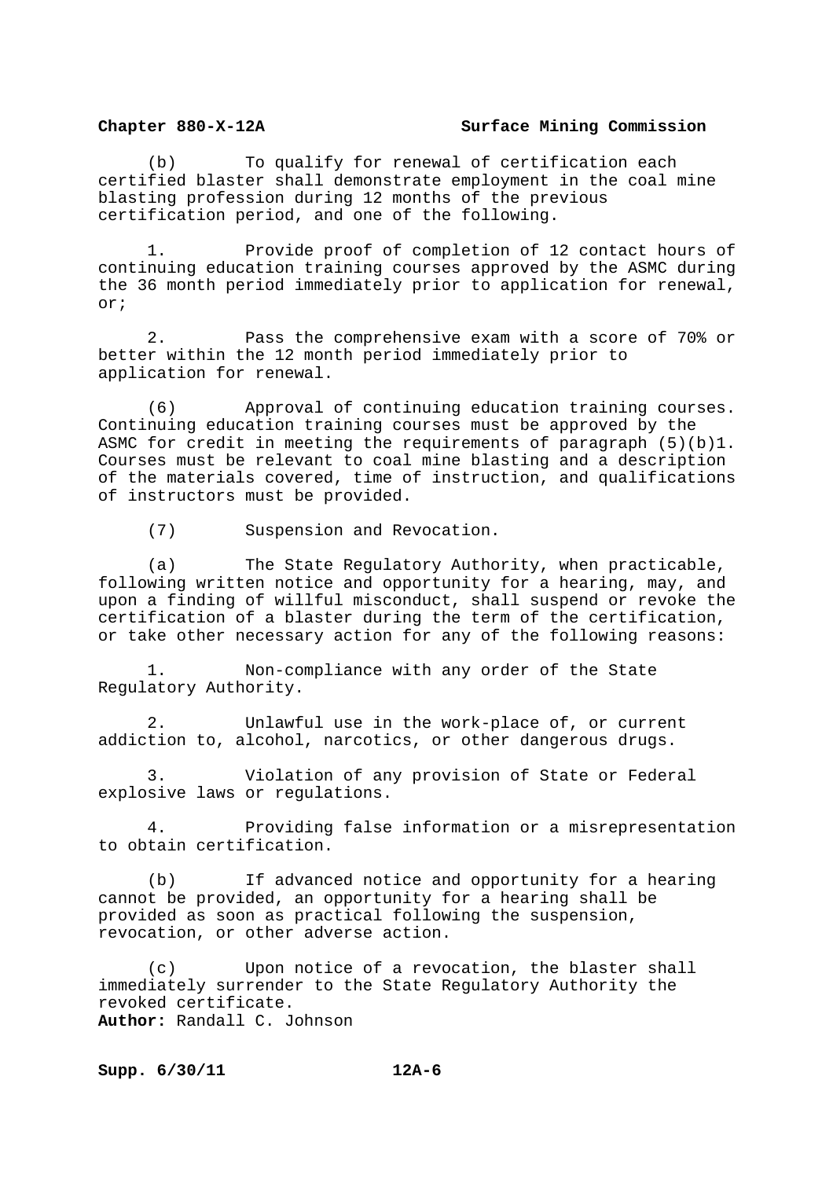(b) To qualify for renewal of certification each certified blaster shall demonstrate employment in the coal mine blasting profession during 12 months of the previous certification period, and one of the following.

1. Provide proof of completion of 12 contact hours of continuing education training courses approved by the ASMC during the 36 month period immediately prior to application for renewal, or;

2. Pass the comprehensive exam with a score of 70% or better within the 12 month period immediately prior to application for renewal.

(6) Approval of continuing education training courses. Continuing education training courses must be approved by the ASMC for credit in meeting the requirements of paragraph (5)(b)1. Courses must be relevant to coal mine blasting and a description of the materials covered, time of instruction, and qualifications of instructors must be provided.

(7) Suspension and Revocation.

(a) The State Regulatory Authority, when practicable, following written notice and opportunity for a hearing, may, and upon a finding of willful misconduct, shall suspend or revoke the certification of a blaster during the term of the certification, or take other necessary action for any of the following reasons:

1. Non-compliance with any order of the State Regulatory Authority.

2. Unlawful use in the work-place of, or current addiction to, alcohol, narcotics, or other dangerous drugs.

3. Violation of any provision of State or Federal explosive laws or regulations.

4. Providing false information or a misrepresentation to obtain certification.

(b) If advanced notice and opportunity for a hearing cannot be provided, an opportunity for a hearing shall be provided as soon as practical following the suspension, revocation, or other adverse action.

(c) Upon notice of a revocation, the blaster shall immediately surrender to the State Regulatory Authority the revoked certificate.

**Author:** Randall C. Johnson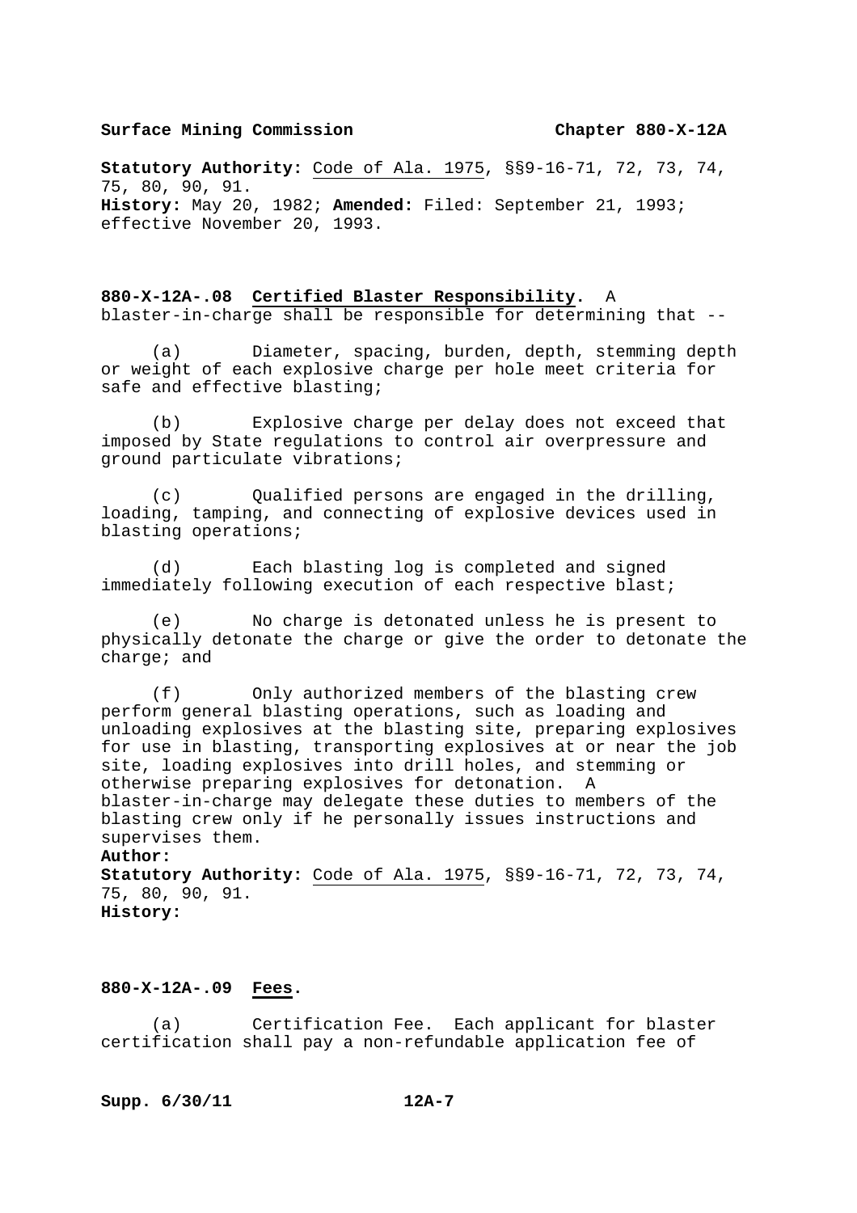**Statutory Authority:** Code of Ala. 1975, §§9-16-71, 72, 73, 74, 75, 80, 90, 91.
**History:** May 20, 1982; **Amended:** Filed: September 21, 1993; effective November 20, 1993.

**880-X-12A-.08 Certified Blaster Responsibility.** A blaster-in-charge shall be responsible for determining that --

(a) Diameter, spacing, burden, depth, stemming depth or weight of each explosive charge per hole meet criteria for safe and effective blasting;

(b) Explosive charge per delay does not exceed that imposed by State regulations to control air overpressure and ground particulate vibrations;

(c) Qualified persons are engaged in the drilling, loading, tamping, and connecting of explosive devices used in blasting operations;

(d) Each blasting log is completed and signed immediately following execution of each respective blast;

(e) No charge is detonated unless he is present to physically detonate the charge or give the order to detonate the charge; and

(f) Only authorized members of the blasting crew perform general blasting operations, such as loading and unloading explosives at the blasting site, preparing explosives for use in blasting, transporting explosives at or near the job site, loading explosives into drill holes, and stemming or otherwise preparing explosives for detonation. A blaster-in-charge may delegate these duties to members of the blasting crew only if he personally issues instructions and supervises them.

**Author:**
**Statutory Authority:** Code of Ala. 1975, §§9-16-71, 72, 73, 74, 75, 80, 90, 91.
**History:**

**880-X-12A-.09 Fees.**

(a) Certification Fee. Each applicant for blaster certification shall pay a non-refundable application fee of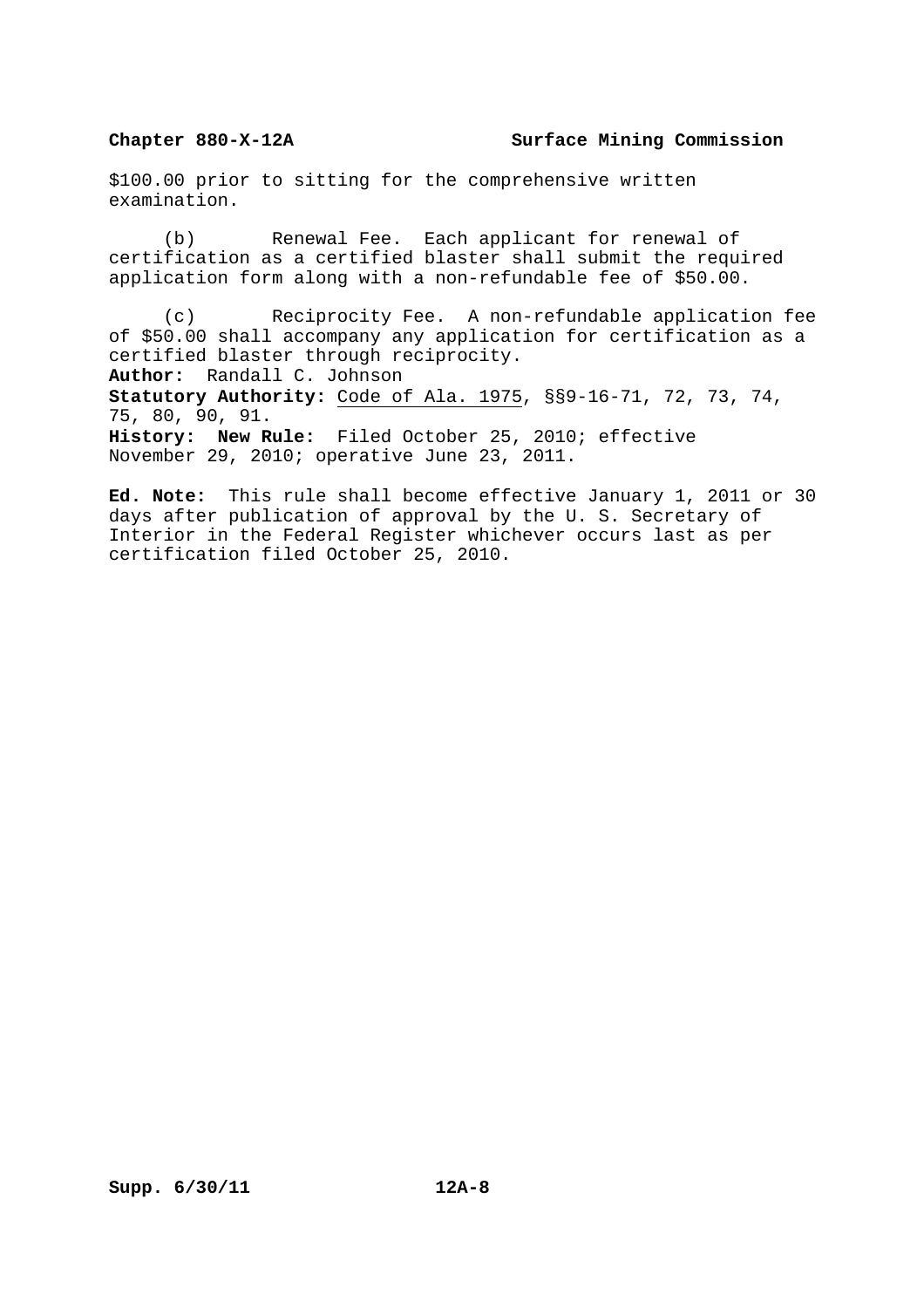$100.00 prior to sitting for the comprehensive written examination.

(b) Renewal Fee. Each applicant for renewal of certification as a certified blaster shall submit the required application form along with a non-refundable fee of $50.00.

(c) Reciprocity Fee. A non-refundable application fee of $50.00 shall accompany any application for certification as a certified blaster through reciprocity.

**Author:** Randall C. Johnson
**Statutory Authority:** Code of Ala. 1975, §§9-16-71, 72, 73, 74, 75, 80, 90, 91.
**History: New Rule:** Filed October 25, 2010; effective November 29, 2010; operative June 23, 2011.

**Ed. Note:** This rule shall become effective January 1, 2011 or 30 days after publication of approval by the U. S. Secretary of Interior in the Federal Register whichever occurs last as per certification filed October 25, 2010.